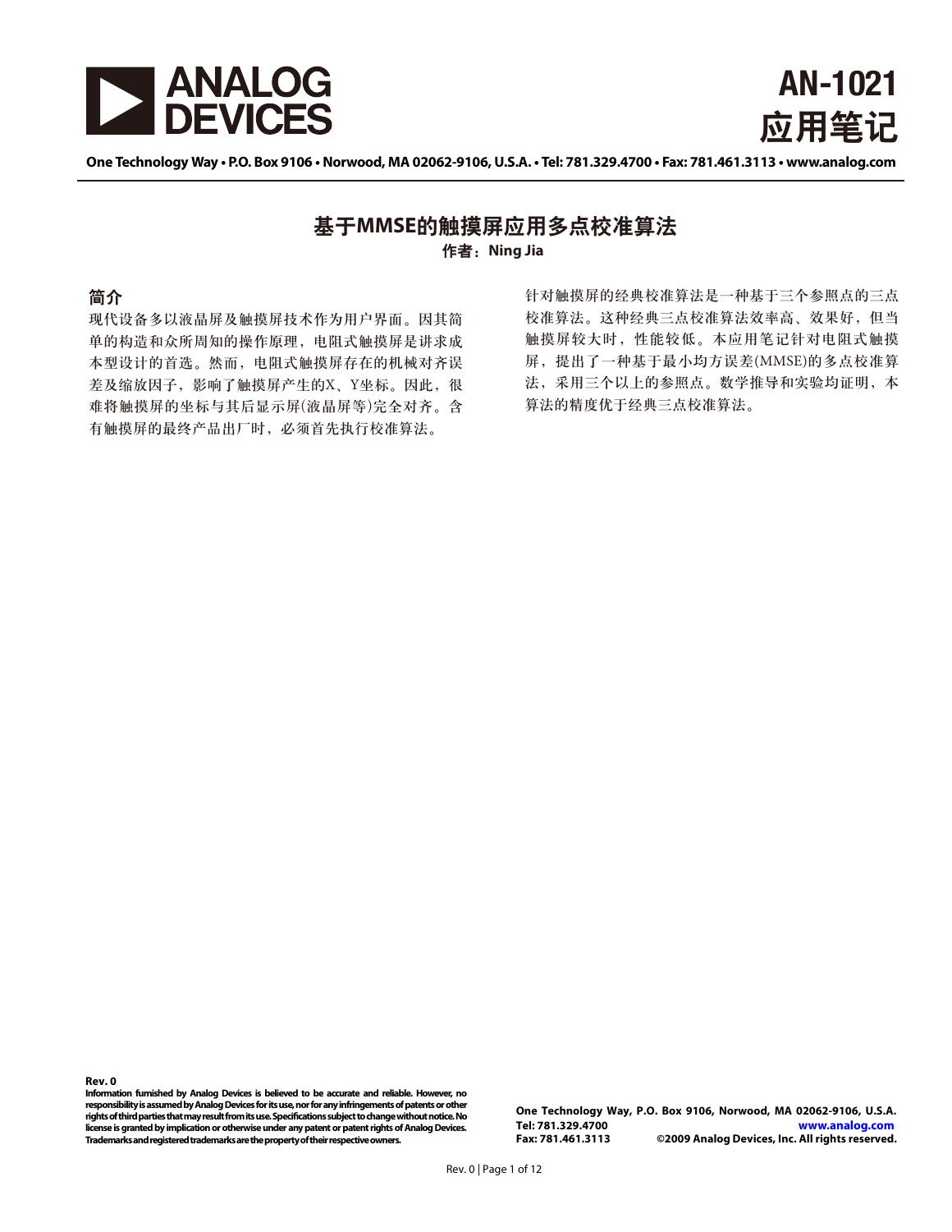# AN-1021 应用笔记

One Technology Way • P.O. Box 9106 • Norwood, MA 02062-9106, U.S.A. • Tel: 781.329.4700 • Fax: 781.461.3113 • www.analog.com

## 基于MMSE的触摸屏应用多点校准算法

**作者：Ning Jia**

### 简介

现代设备多以液晶屏及触摸屏技术作为用户界面。因其简单的构造和众所周知的操作原理，电阻式触摸屏是讲求成本型设计的首选。然而，电阻式触摸屏存在的机械对齐误差及缩放因子，影响了触摸屏产生的X、Y坐标。因此，很难将触摸屏的坐标与其后显示屏(液晶屏等)完全对齐。含有触摸屏的最终产品出厂时，必须首先执行校准算法。

针对触摸屏的经典校准算法是一种基于三个参照点的三点校准算法。这种经典三点校准算法效率高、效果好，但当触摸屏较大时，性能较低。本应用笔记针对电阻式触摸屏，提出了一种基于最小均方误差(MMSE)的多点校准算法，采用三个以上的参照点。数学推导和实验均证明，本算法的精度优于经典三点校准算法。

Rev. 0

Information furnished by Analog Devices is believed to be accurate and reliable. However, no responsibility is assumed by Analog Devices for its use, nor for any infringements of patents or other rights of third parties that may result from its use. Specifications subject to change without notice. No license is granted by implication or otherwise under any patent or patent rights of Analog Devices. Trademarks and registered trademarks are the property of their respective owners.

One Technology Way, P.O. Box 9106, Norwood, MA 02062-9106, U.S.A.
Tel: 781.329.4700 www.analog.com
Fax: 781.461.3113 ©2009 Analog Devices, Inc. All rights reserved.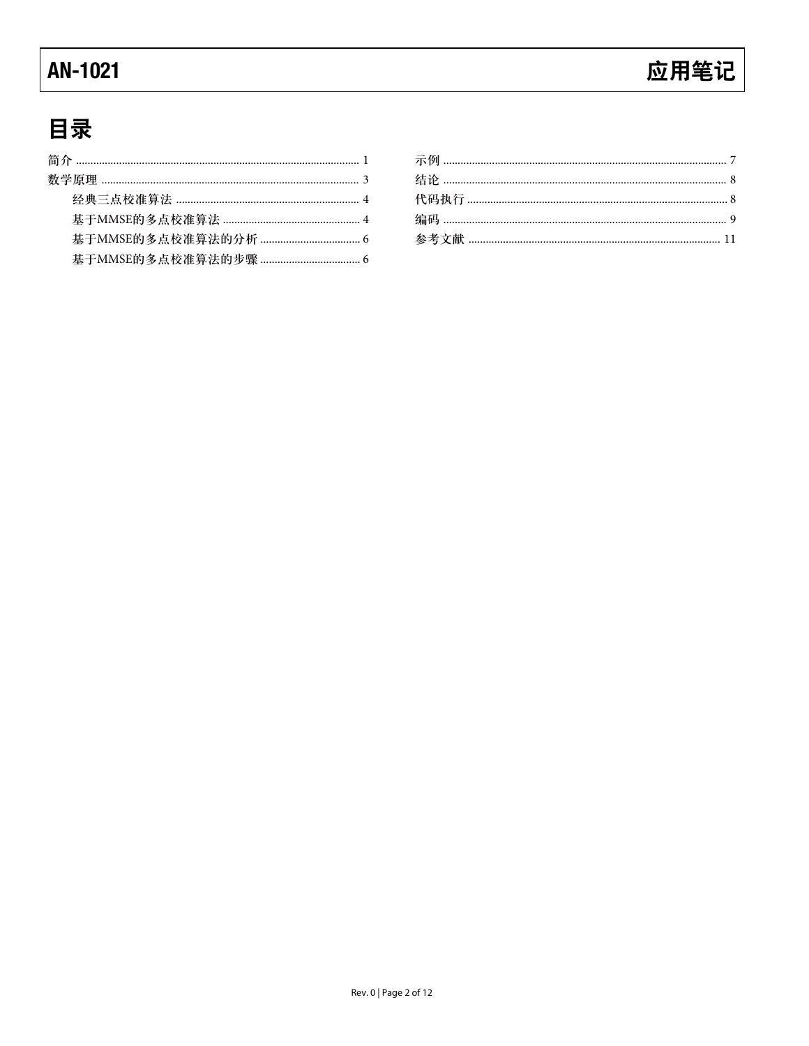## 目录

简介 .................... 1
数学原理 .................... 3
　　经典三点校准算法 .................... 4
　　基于MMSE的多点校准算法 .................... 4
　　基于MMSE的多点校准算法的分析 .................... 6
　　基于MMSE的多点校准算法的步骤 .................... 6
示例 .................... 7
结论 .................... 8
代码执行 .................... 8
编码 .................... 9
参考文献 .................... 11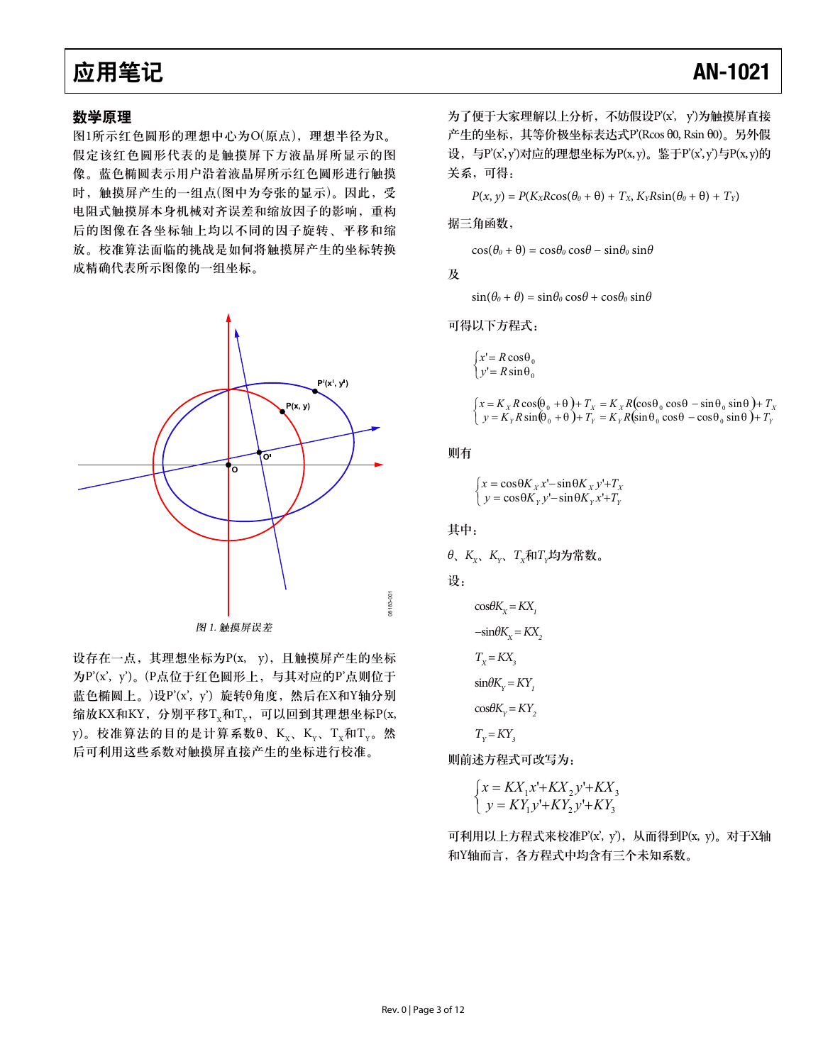## 数学原理

图1所示红色圆形的理想中心为O(原点)，理想半径为R。假定该红色圆形代表的是触摸屏下方液晶屏所显示的图像。蓝色椭圆表示用户沿着液晶屏所示红色圆形进行触摸时，触摸屏产生的一组点(图中为夸张的显示)。因此，受电阻式触摸屏本身机械对齐误差和缩放因子的影响，重构后的图像在各坐标轴上均以不同的因子旋转、平移和缩放。校准算法面临的挑战是如何将触摸屏产生的坐标转换成精确代表所示图像的一组坐标。

图 1. 触摸屏误差

设存在一点，其理想坐标为P(x, y)，且触摸屏产生的坐标为P'(x', y')。(P点位于红色圆形上，与其对应的P'点则位于蓝色椭圆上。)设P'(x', y') 旋转θ角度，然后在X和Y轴分别缩放KX和KY，分别平移$T_X$和$T_Y$，可以回到其理想坐标P(x, y)。校准算法的目的是计算系数θ、$K_X$、$K_Y$、$T_X$和$T_Y$。然后可利用这些系数对触摸屏直接产生的坐标进行校准。

为了便于大家理解以上分析，不妨假设P'(x', y')为触摸屏直接产生的坐标，其等价极坐标表达式P'(Rcos θ0, Rsin θ0)。另外假设，与P'(x',y')对应的理想坐标为P(x,y)。鉴于P'(x',y')与P(x,y)的关系，可得：

$$P(x, y) = P(K_X R\cos(\theta_0 + \theta) + T_X,\ K_Y R\sin(\theta_0 + \theta) + T_Y)$$

据三角函数，

$$\cos(\theta_0 + \theta) = \cos\theta_0 \cos\theta - \sin\theta_0 \sin\theta$$

及

$$\sin(\theta_0 + \theta) = \sin\theta_0 \cos\theta + \cos\theta_0 \sin\theta$$

可得以下方程式：

$$\begin{cases} x' = R\cos\theta_0 \\ y' = R\sin\theta_0 \end{cases}$$

$$\begin{cases} x = K_X R\cos(\theta_0 + \theta) + T_X = K_X R(\cos\theta_0 \cos\theta - \sin\theta_0 \sin\theta) + T_X \\ y = K_Y R\sin(\theta_0 + \theta) + T_Y = K_Y R(\sin\theta_0 \cos\theta - \cos\theta_0 \sin\theta) + T_Y \end{cases}$$

则有

$$\begin{cases} x = \cos\theta K_X x' - \sin\theta K_X y' + T_X \\ y = \cos\theta K_Y y' - \sin\theta K_Y x' + T_Y \end{cases}$$

其中：

θ、$K_X$、$K_Y$、$T_X$和$T_Y$均为常数。

设：

$\cos\theta K_X = KX_1$

$-\sin\theta K_X = KX_2$

$T_X = KX_3$

$\sin\theta K_Y = KY_1$

$\cos\theta K_Y = KY_2$

$T_Y = KY_3$

则前述方程式可改写为：

$$\begin{cases} x = KX_1 x' + KX_2 y' + KX_3 \\ y = KY_1 y' + KY_2 y' + KY_3 \end{cases}$$

可利用以上方程式来校准P'(x', y')，从而得到P(x, y)。对于X轴和Y轴而言，各方程式中均含有三个未知系数。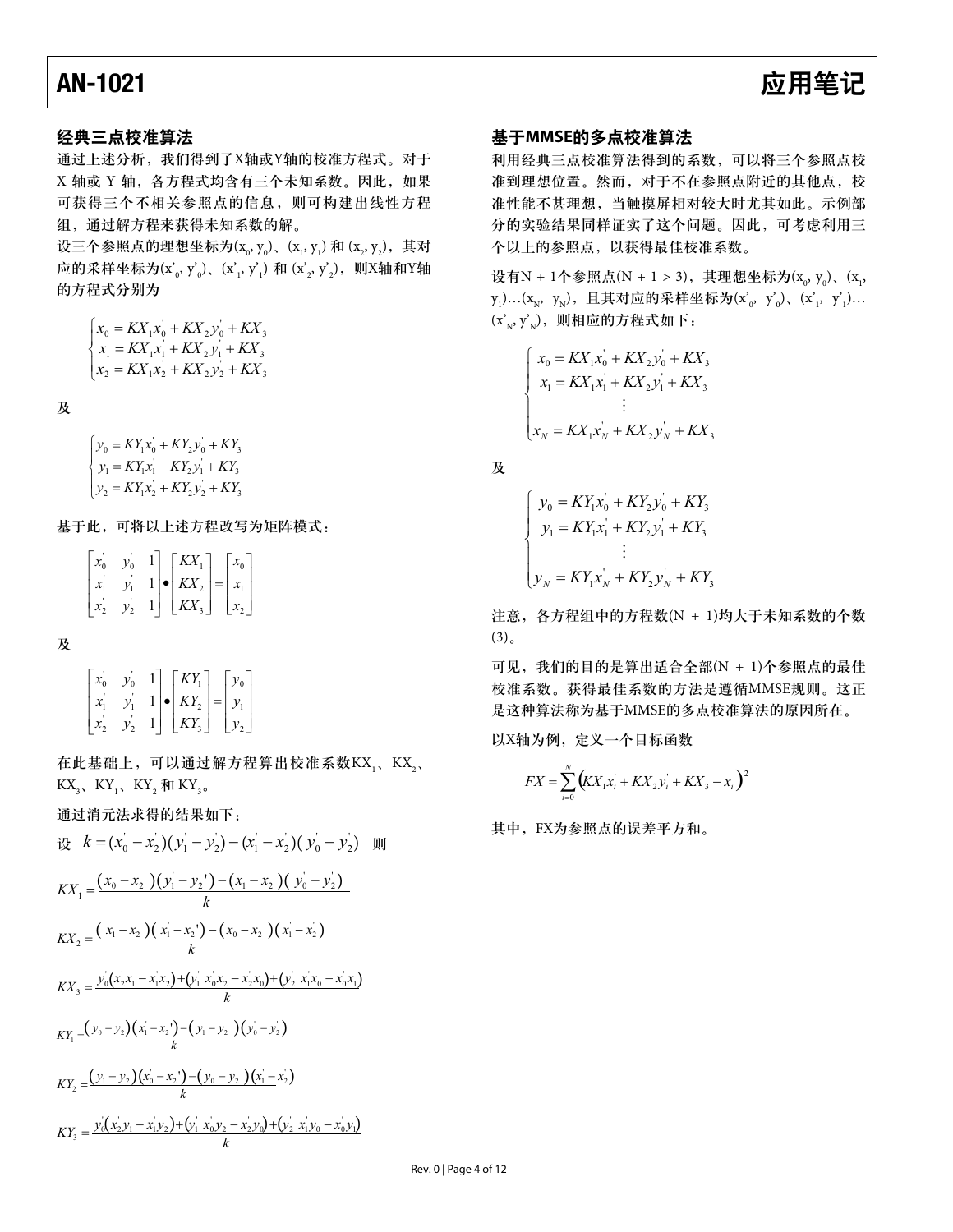## 经典三点校准算法

通过上述分析，我们得到了X轴或Y轴的校准方程式。对于X轴或Y轴，各方程式均含有三个未知系数。因此，如果可获得三个不相关参照点的信息，则可构建出线性方程组，通过解方程来获得未知系数的解。

设三个参照点的理想坐标为$(x_0, y_0)$、$(x_1, y_1)$ 和 $(x_2, y_2)$，其对应的采样坐标为$(x'_0, y'_0)$、$(x'_1, y'_1)$ 和 $(x'_2, y'_2)$，则X轴和Y轴的方程式分别为

$$\begin{cases} x_0 = KX_1 x_0^{'} + KX_2 y_0^{'} + KX_3 \\ x_1 = KX_1 x_1^{'} + KX_2 y_1^{'} + KX_3 \\ x_2 = KX_1 x_2^{'} + KX_2 y_2^{'} + KX_3 \end{cases}$$

及

$$\begin{cases} y_0 = KY_1 x_0^{'} + KY_2 y_0^{'} + KY_3 \\ y_1 = KY_1 x_1^{'} + KY_2 y_1^{'} + KY_3 \\ y_2 = KY_1 x_2^{'} + KY_2 y_2^{'} + KY_3 \end{cases}$$

基于此，可将以上述方程改写为矩阵模式：

$$\begin{bmatrix} x_0^{'} & y_0^{'} & 1 \\ x_1^{'} & y_1^{'} & 1 \\ x_2^{'} & y_2^{'} & 1 \end{bmatrix} \bullet \begin{bmatrix} KX_1 \\ KX_2 \\ KX_3 \end{bmatrix} = \begin{bmatrix} x_0 \\ x_1 \\ x_2 \end{bmatrix}$$

及

$$\begin{bmatrix} x_0^{'} & y_0^{'} & 1 \\ x_1^{'} & y_1^{'} & 1 \\ x_2^{'} & y_2^{'} & 1 \end{bmatrix} \bullet \begin{bmatrix} KY_1 \\ KY_2 \\ KY_3 \end{bmatrix} = \begin{bmatrix} y_0 \\ y_1 \\ y_2 \end{bmatrix}$$

在此基础上，可以通过解方程算出校准系数$KX_1$、$KX_2$、$KX_3$、$KY_1$、$KY_2$ 和 $KY_3$。

通过消元法求得的结果如下：

设 $k = (x_0^{'} - x_2^{'})(y_1^{'} - y_2^{'}) - (x_1^{'} - x_2^{'})(y_0^{'} - y_2^{'})$ 则

$$KX_1 = \frac{(x_0 - x_2)(y_1^{'} - y_2^{'}) - (x_1 - x_2)(y_0^{'} - y_2^{'})}{k}$$

$$KX_2 = \frac{(x_1 - x_2)(x_1^{'} - x_2^{'}) - (x_0 - x_2)(x_1^{'} - x_2^{'})}{k}$$

$$KX_3 = \frac{y_0^{'}(x_2^{'}x_1 - x_1^{'}x_2) + (y_1^{'}\ x_0^{'}x_2 - x_2^{'}x_0) + (y_2^{'}\ x_1^{'}x_0 - x_0^{'}x_1)}{k}$$

$$KY_1 = \frac{(y_0 - y_2)(x_1^{'} - x_2^{'}) - (y_1 - y_2)(y_0^{'} - y_2^{'})}{k}$$

$$KY_2 = \frac{(y_1 - y_2)(x_0^{'} - x_2^{'}) - (y_0 - y_2)(x_1^{'} - x_2^{'})}{k}$$

$$KY_3 = \frac{y_0^{'}(x_2^{'}y_1 - x_1^{'}y_2) + (y_1^{'}\ x_0^{'}y_2 - x_2^{'}y_0) + (y_2^{'}\ x_1^{'}y_0 - x_0^{'}y_1)}{k}$$

## 基于MMSE的多点校准算法

利用经典三点校准算法得到的系数，可以将三个参照点校准到理想位置。然而，对于不在参照点附近的其他点，校准性能不甚理想，当触摸屏相对较大时尤其如此。示例部分的实验结果同样证实了这个问题。因此，可考虑利用三个以上的参照点，以获得最佳校准系数。

设有$N + 1$个参照点$(N + 1 > 3)$，其理想坐标为$(x_0, y_0)$、$(x_1, y_1)$…$(x_N, y_N)$，且其对应的采样坐标为$(x'_0, y'_0)$、$(x'_1, y'_1)$…$(x'_N, y'_N)$，则相应的方程式如下：

$$\begin{cases} x_0 = KX_1 x_0^{'} + KX_2 y_0^{'} + KX_3 \\ x_1 = KX_1 x_1^{'} + KX_2 y_1^{'} + KX_3 \\ \qquad \vdots \\ x_N = KX_1 x_N^{'} + KX_2 y_N^{'} + KX_3 \end{cases}$$

及

$$\begin{cases} y_0 = KY_1 x_0^{'} + KY_2 y_0^{'} + KY_3 \\ y_1 = KY_1 x_1^{'} + KY_2 y_1^{'} + KY_3 \\ \qquad \vdots \\ y_N = KY_1 x_N^{'} + KY_2 y_N^{'} + KY_3 \end{cases}$$

注意，各方程组中的方程数$(N + 1)$均大于未知系数的个数(3)。

可见，我们的目的是算出适合全部$(N + 1)$个参照点的最佳校准系数。获得最佳系数的方法是遵循MMSE规则。这正是这种算法称为基于MMSE的多点校准算法的原因所在。

以X轴为例，定义一个目标函数

$$FX = \sum_{i=0}^{N} \left(KX_1 x_i^{'} + KX_2 y_i^{'} + KX_3 - x_i\right)^2$$

其中，FX为参照点的误差平方和。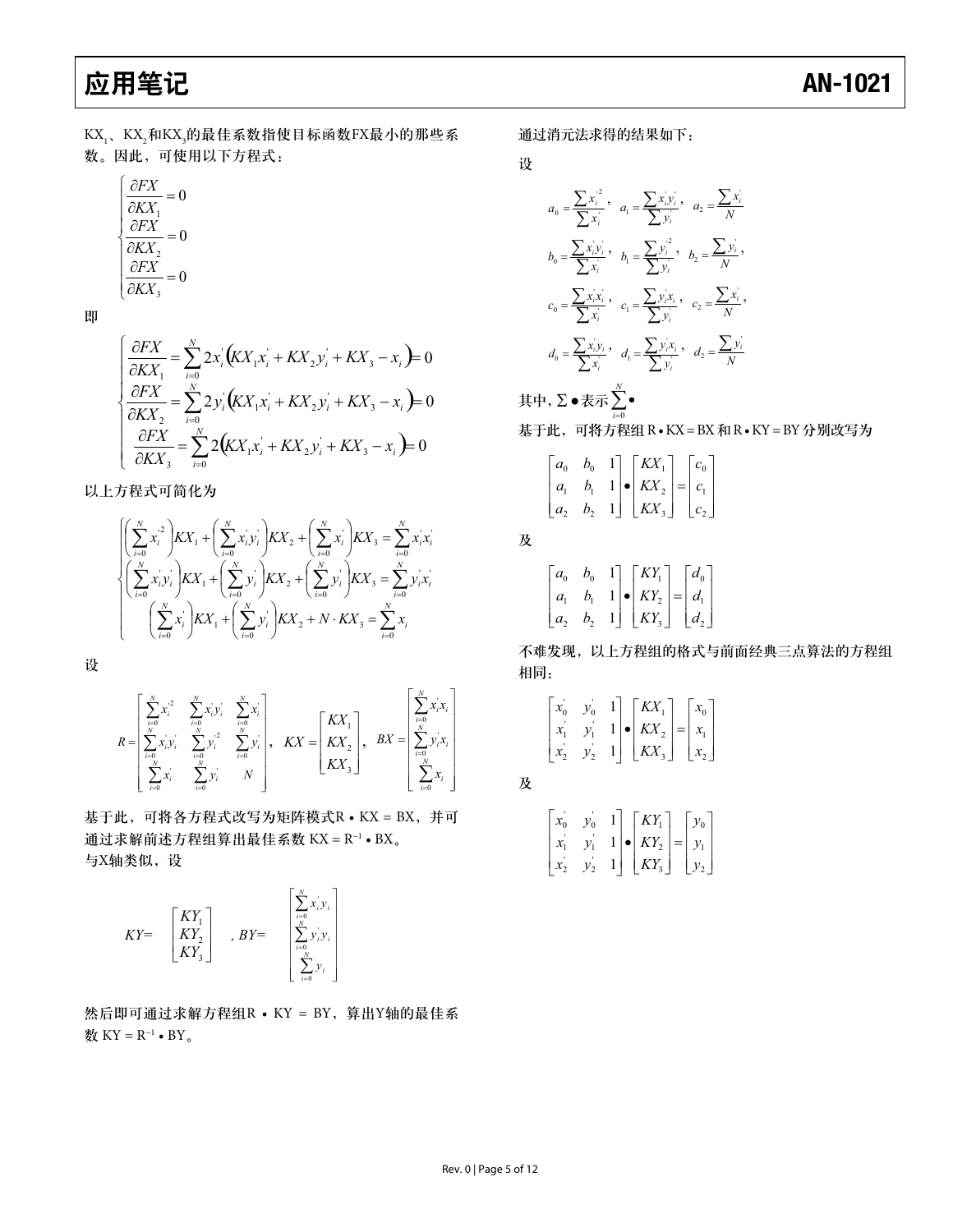$KX_1$、$KX_2$和$KX_3$的最佳系数指使目标函数FX最小的那些系数。因此，可使用以下方程式：

$$\begin{cases} \dfrac{\partial FX}{\partial KX_1} = 0 \\ \dfrac{\partial FX}{\partial KX_2} = 0 \\ \dfrac{\partial FX}{\partial KX_3} = 0 \end{cases}$$

即

$$\begin{cases} \dfrac{\partial FX}{\partial KX_1} = \sum_{i=0}^{N} 2x_i^{'}\left(KX_1 x_i^{'} + KX_2 y_i^{'} + KX_3 - x_i\right) = 0 \\ \dfrac{\partial FX}{\partial KX_2} = \sum_{i=0}^{N} 2y_i^{'}\left(KX_1 x_i^{'} + KX_2 y_i^{'} + KX_3 - x_i\right) = 0 \\ \dfrac{\partial FX}{\partial KX_3} = \sum_{i=0}^{N} 2\left(KX_1 x_i^{'} + KX_2 y_i^{'} + KX_3 - x_i\right) = 0 \end{cases}$$

以上方程式可简化为

$$\begin{cases} \left(\sum_{i=0}^{N} x_i^{'2}\right)KX_1 + \left(\sum_{i=0}^{N} x_i^{'}y_i^{'}\right)KX_2 + \left(\sum_{i=0}^{N} x_i^{'}\right)KX_3 = \sum_{i=0}^{N} x_i^{'}x_i \\ \left(\sum_{i=0}^{N} x_i^{'}y_i^{'}\right)KX_1 + \left(\sum_{i=0}^{N} y_i^{'}\right)KX_2 + \left(\sum_{i=0}^{N} y_i^{'}\right)KX_3 = \sum_{i=0}^{N} y_i^{'}x_i^{'} \\ \left(\sum_{i=0}^{N} x_i^{'}\right)KX_1 + \left(\sum_{i=0}^{N} y_i^{'}\right)KX_2 + N \cdot KX_3 = \sum_{i=0}^{N} x_i \end{cases}$$

设

$$R = \begin{bmatrix} \sum_{i=0}^{N} x_i^{'2} & \sum_{i=0}^{N} x_i^{'}y_i^{'} & \sum_{i=0}^{N} x_i^{'} \\ \sum_{i=0}^{N} x_i^{'}y_i^{'} & \sum_{i=0}^{N} y_i^{'2} & \sum_{i=0}^{N} y_i^{'} \\ \sum_{i=0}^{N} x_i^{'} & \sum_{i=0}^{N} y_i^{'} & N \end{bmatrix}, \quad KX = \begin{bmatrix} KX_1 \\ KX_2 \\ KX_3 \end{bmatrix}, \quad BX = \begin{bmatrix} \sum_{i=0}^{N} x_i^{'}x_i \\ \sum_{i=0}^{N} y_i^{'}x_i \\ \sum_{i=0}^{N} x_i \end{bmatrix}$$

基于此，可将各方程式改写为矩阵模式$R \bullet KX = BX$，并可通过求解前述方程组算出最佳系数 $KX = R^{-1} \bullet BX$。

与X轴类似，设

$$KY = \begin{bmatrix} KY_1 \\ KY_2 \\ KY_3 \end{bmatrix}, \quad BY = \begin{bmatrix} \sum_{i=0}^{N} x_i^{'}y_i \\ \sum_{i=0}^{N} y_i^{'}y_i \\ \sum_{i=0}^{N} y_i \end{bmatrix}$$

然后即可通过求解方程组$R \bullet KY = BY$，算出Y轴的最佳系数 $KY = R^{-1} \bullet BY$。

通过消元法求得的结果如下：

设

$$a_0 = \frac{\sum x_i^{'2}}{\sum x_i^{'}}, \quad a_1 = \frac{\sum x_i^{'}y_i^{'}}{\sum y_i^{'}}, \quad a_2 = \frac{\sum x_i^{'}}{N}$$

$$b_0 = \frac{\sum x_i^{'}y_i^{'}}{\sum x_i^{'}}, \quad b_1 = \frac{\sum y_i^{'2}}{\sum y_i^{'}}, \quad b_2 = \frac{\sum y_i^{'}}{N},$$

$$c_0 = \frac{\sum x_i^{'}x_i}{\sum x_i^{'}}, \quad c_1 = \frac{\sum y_i^{'}x_i}{\sum y_i^{'}}, \quad c_2 = \frac{\sum x_i}{N},$$

$$d_0 = \frac{\sum x_i^{'}y_i}{\sum x_i^{'}}, \quad d_1 = \frac{\sum y_i^{'}x_i}{\sum y_i^{'}}, \quad d_2 = \frac{\sum y_i^{'}}{N}$$

其中，$\Sigma \bullet$表示$\sum_{i=0}^{N} \bullet$

基于此，可将方程组$R \bullet KX = BX$和$R \bullet KY = BY$分别改写为

$$\begin{bmatrix} a_0 & b_0 & 1 \\ a_1 & b_1 & 1 \\ a_2 & b_2 & 1 \end{bmatrix} \bullet \begin{bmatrix} KX_1 \\ KX_2 \\ KX_3 \end{bmatrix} = \begin{bmatrix} c_0 \\ c_1 \\ c_2 \end{bmatrix}$$

及

$$\begin{bmatrix} a_0 & b_0 & 1 \\ a_1 & b_1 & 1 \\ a_2 & b_2 & 1 \end{bmatrix} \bullet \begin{bmatrix} KY_1 \\ KY_2 \\ KY_3 \end{bmatrix} = \begin{bmatrix} d_0 \\ d_1 \\ d_2 \end{bmatrix}$$

不难发现，以上方程组的格式与前面经典三点算法的方程组相同：

$$\begin{bmatrix} x_0^{'} & y_0^{'} & 1 \\ x_1^{'} & y_1^{'} & 1 \\ x_2^{'} & y_2^{'} & 1 \end{bmatrix} \bullet \begin{bmatrix} KX_1 \\ KX_2 \\ KX_3 \end{bmatrix} = \begin{bmatrix} x_0 \\ x_1 \\ x_2 \end{bmatrix}$$

及

$$\begin{bmatrix} x_0^{'} & y_0^{'} & 1 \\ x_1^{'} & y_1^{'} & 1 \\ x_2^{'} & y_2^{'} & 1 \end{bmatrix} \bullet \begin{bmatrix} KY_1 \\ KY_2 \\ KY_3 \end{bmatrix} = \begin{bmatrix} y_0 \\ y_1 \\ y_2 \end{bmatrix}$$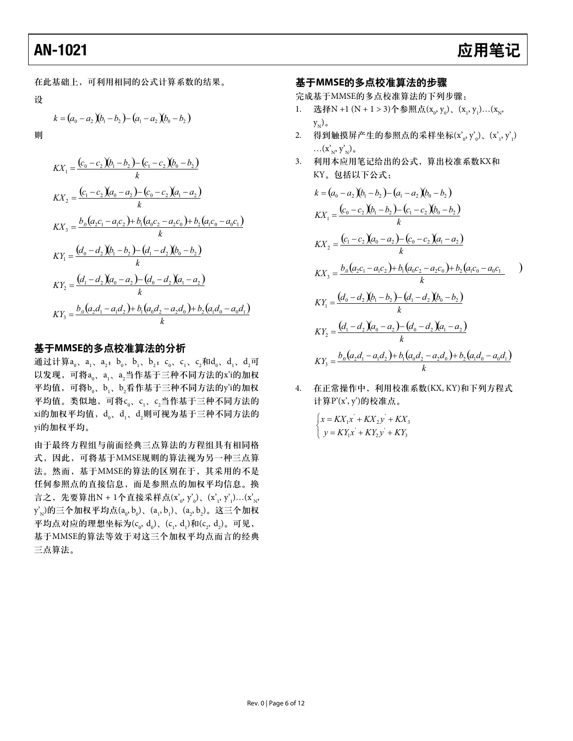在此基础上，可利用相同的公式计算系数的结果。

设

$$k = (a_0 - a_2)(b_1 - b_2) - (a_1 - a_2)(b_0 - b_2)$$

则

$$KX_1 = \frac{(c_0 - c_2)(b_1 - b_2) - (c_1 - c_2)(b_0 - b_2)}{k}$$

$$KX_2 = \frac{(c_1 - c_2)(a_0 - a_2) - (c_0 - c_2)(a_1 - a_2)}{k}$$

$$KX_3 = \frac{b_0(a_2c_1 - a_1c_2) + b_1(a_0c_2 - a_2c_0) + b_2(a_1c_0 - a_0c_1)}{k}$$

$$KY_1 = \frac{(d_0 - d_2)(b_1 - b_2) - (d_1 - d_2)(b_0 - b_2)}{k}$$

$$KY_2 = \frac{(d_1 - d_2)(a_0 - a_2) - (d_0 - d_2)(a_1 - a_2)}{k}$$

$$KY_3 = \frac{b_0(a_2d_1 - a_1d_2) + b_1(a_0d_2 - a_2d_0) + b_2(a_1d_0 - a_0d_1)}{k}$$

## 基于MMSE的多点校准算法的分析

通过计算$a_0$、$a_1$、$a_2$；$b_0$、$b_1$、$b_2$；$c_0$、$c_1$、$c_2$和$d_0$、$d_1$、$d_2$可以发现，可将$a_0$、$a_1$、$a_2$当作基于三种不同方法的x'i的加权平均值，可将$b_0$、$b_1$、$b_2$看作基于三种不同方法的y'i的加权平均值。类似地，可将$c_0$、$c_1$、$c_2$当作基于三种不同方法的xi的加权平均值，$d_0$、$d_1$、$d_2$则可视为基于三种不同方法的yi的加权平均。

由于最终方程组与前面经典三点算法的方程组具有相同格式，因此，可将基于MMSE规则的算法视为另一种三点算法。然而，基于MMSE的算法的区别在于，其采用的不是任何参照点的直接信息，而是参照点的加权平均信息。换言之，先要算出N + 1个直接采样点$(x'_0, y'_0)$、$(x'_1, y'_1)\ldots(x'_N, y'_N)$的三个加权平均点$(a_0, b_0)$、$(a_1, b_1)$、$(a_2, b_2)$。这三个加权平均点对应的理想坐标为$(c_0, d_0)$、$(c_1, d_1)$和$(c_2, d_2)$。可见，基于MMSE的算法等效于对这三个加权平均点而言的经典三点算法。

## 基于MMSE的多点校准算法的步骤

完成基于MMSE的多点校准算法的下列步骤：

1. 选择N +1 (N + 1 > 3)个参照点$(x_0, y_0)$、$(x_1, y_1)\ldots(x_N, y_N)$。
2. 得到触摸屏产生的参照点的采样坐标$(x'_0, y'_0)$、$(x'_1, y'_1)\ldots(x'_N, y'_N)$。
3. 利用本应用笔记给出的公式，算出校准系数KX和KY。包括以下公式：

$$k = (a_0 - a_2)(b_1 - b_2) - (a_1 - a_2)(b_0 - b_2)$$

$$KX_1 = \frac{(c_0 - c_2)(b_1 - b_2) - (c_1 - c_2)(b_0 - b_2)}{k}$$

$$KX_2 = \frac{(c_1 - c_2)(a_0 - a_2) - (c_0 - c_2)(a_1 - a_2)}{k}$$

$$KX_3 = \frac{b_0(a_2c_1 - a_1c_2) + b_1(a_0c_2 - a_2c_0) + b_2(a_1c_0 - a_0c_1)}{k}$$

$$KY_1 = \frac{(d_0 - d_2)(b_1 - b_2) - (d_1 - d_2)(b_0 - b_2)}{k}$$

$$KY_2 = \frac{(d_1 - d_2)(a_0 - a_2) - (d_0 - d_2)(a_1 - a_2)}{k}$$

$$KY_3 = \frac{b_0(a_2d_1 - a_1d_2) + b_1(a_0d_2 - a_2d_0) + b_2(a_1d_0 - a_0d_1)}{k}$$

4. 在正常操作中，利用校准系数(KX, KY)和下列方程式计算P'(x', y')的校准点。

$$\begin{cases} x = KX_1x' + KX_2y' + KX_3 \\ y = KY_1x' + KY_2y' + KY_3 \end{cases}$$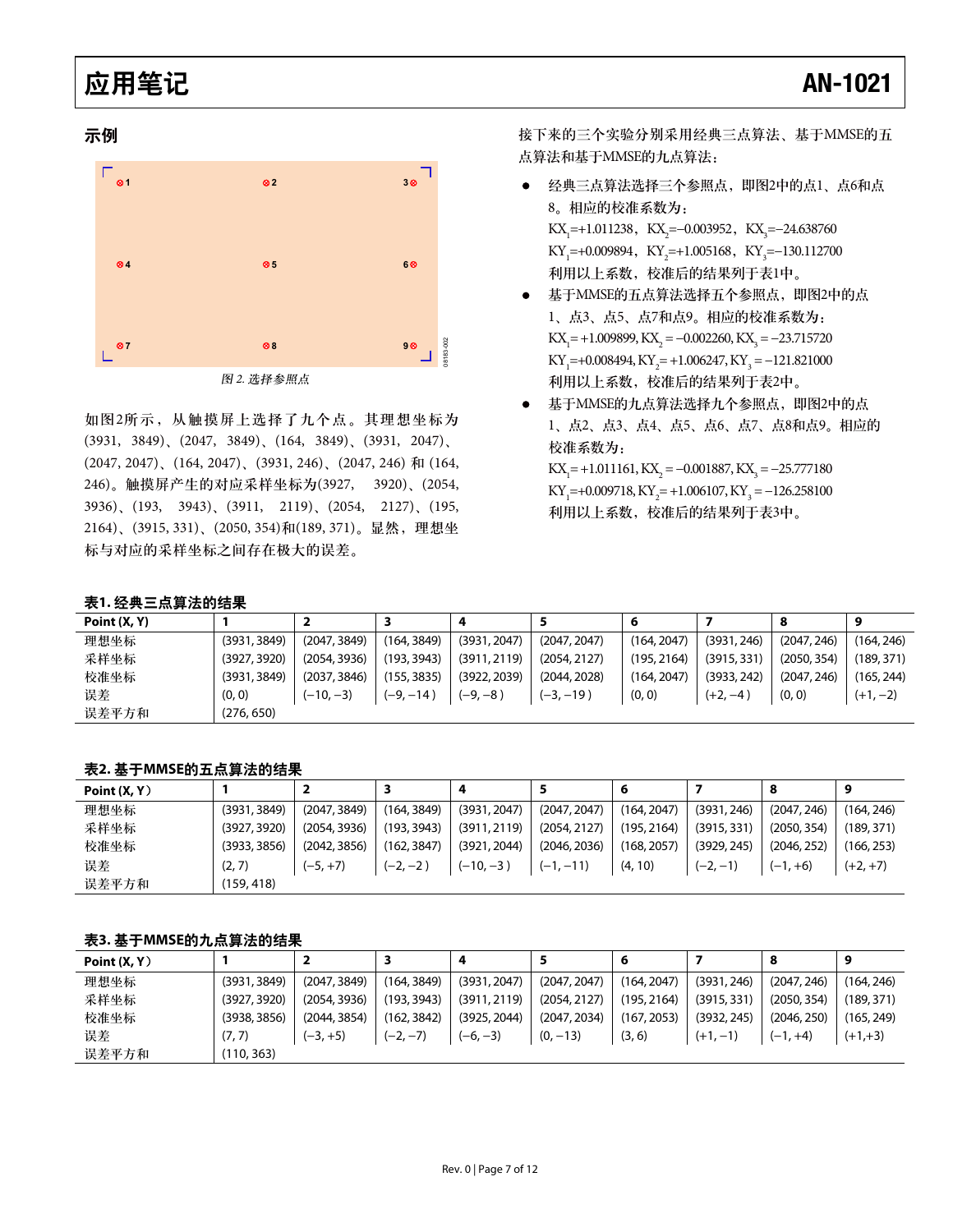## 示例

图 2. 选择参照点

如图2所示，从触摸屏上选择了九个点。其理想坐标为(3931, 3849)、(2047, 3849)、(164, 3849)、(3931, 2047)、(2047, 2047)、(164, 2047)、(3931, 246)、(2047, 246) 和 (164, 246)。触摸屏产生的对应采样坐标为(3927, 3920)、(2054, 3936)、(193, 3943)、(3911, 2119)、(2054, 2127)、(195, 2164)、(3915, 331)、(2050, 354)和(189, 371)。显然，理想坐标与对应的采样坐标之间存在极大的误差。

接下来的三个实验分别采用经典三点算法、基于MMSE的五点算法和基于MMSE的九点算法：

- 经典三点算法选择三个参照点，即图2中的点1、点6和点8。相应的校准系数为：
  $KX_1$=+1.011238，$KX_2$=−0.003952，$KX_3$=−24.638760
  $KY_1$=+0.009894，$KY_2$=+1.005168，$KY_3$=−130.112700
  利用以上系数，校准后的结果列于表1中。
- 基于MMSE的五点算法选择五个参照点，即图2中的点1、点3、点5、点7和点9。相应的校准系数为：
  $KX_1$ = +1.009899, $KX_2$ = −0.002260, $KX_3$ = −23.715720
  $KY_1$=+0.008494, $KY_2$ = +1.006247, $KY_3$ = −121.821000
  利用以上系数，校准后的结果列于表2中。
- 基于MMSE的九点算法选择九个参照点，即图2中的点1、点2、点3、点4、点5、点6、点7、点8和点9。相应的校准系数为：
  $KX_1$ = +1.011161, $KX_2$ = −0.001887, $KX_3$ = −25.777180
  $KY_1$ =+0.009718, $KY_2$= +1.006107, $KY_3$ = −126.258100
  利用以上系数，校准后的结果列于表3中。

**表1. 经典三点算法的结果**

| Point (X, Y) | 1 | 2 | 3 | 4 | 5 | 6 | 7 | 8 | 9 |
|---|---|---|---|---|---|---|---|---|---|
| 理想坐标 | (3931, 3849) | (2047, 3849) | (164, 3849) | (3931, 2047) | (2047, 2047) | (164, 2047) | (3931, 246) | (2047, 246) | (164, 246) |
| 采样坐标 | (3927, 3920) | (2054, 3936) | (193, 3943) | (3911, 2119) | (2054, 2127) | (195, 2164) | (3915, 331) | (2050, 354) | (189, 371) |
| 校准坐标 | (3931, 3849) | (2037, 3846) | (155, 3835) | (3922, 2039) | (2044, 2028) | (164, 2047) | (3933, 242) | (2047, 246) | (165, 244) |
| 误差 | (0, 0) | (−10, −3) | (−9, −14) | (−9, −8) | (−3, −19) | (0, 0) | (+2, −4) | (0, 0) | (+1, −2) |
| 误差平方和 | (276, 650) | | | | | | | | |

**表2. 基于MMSE的五点算法的结果**

| Point (X, Y) | 1 | 2 | 3 | 4 | 5 | 6 | 7 | 8 | 9 |
|---|---|---|---|---|---|---|---|---|---|
| 理想坐标 | (3931, 3849) | (2047, 3849) | (164, 3849) | (3931, 2047) | (2047, 2047) | (164, 2047) | (3931, 246) | (2047, 246) | (164, 246) |
| 采样坐标 | (3927, 3920) | (2054, 3936) | (193, 3943) | (3911, 2119) | (2054, 2127) | (195, 2164) | (3915, 331) | (2050, 354) | (189, 371) |
| 校准坐标 | (3933, 3856) | (2042, 3856) | (162, 3847) | (3921, 2044) | (2046, 2036) | (168, 2057) | (3929, 245) | (2046, 252) | (166, 253) |
| 误差 | (2, 7) | (−5, +7) | (−2, −2) | (−10, −3) | (−1, −11) | (4, 10) | (−2, −1) | (−1, +6) | (+2, +7) |
| 误差平方和 | (159, 418) | | | | | | | | |

**表3. 基于MMSE的九点算法的结果**

| Point (X, Y) | 1 | 2 | 3 | 4 | 5 | 6 | 7 | 8 | 9 |
|---|---|---|---|---|---|---|---|---|---|
| 理想坐标 | (3931, 3849) | (2047, 3849) | (164, 3849) | (3931, 2047) | (2047, 2047) | (164, 2047) | (3931, 246) | (2047, 246) | (164, 246) |
| 采样坐标 | (3927, 3920) | (2054, 3936) | (193, 3943) | (3911, 2119) | (2054, 2127) | (195, 2164) | (3915, 331) | (2050, 354) | (189, 371) |
| 校准坐标 | (3938, 3856) | (2044, 3854) | (162, 3842) | (3925, 2044) | (2047, 2034) | (167, 2053) | (3932, 245) | (2046, 250) | (165, 249) |
| 误差 | (7, 7) | (−3, +5) | (−2, −7) | (−6, −3) | (0, −13) | (3, 6) | (+1, −1) | (−1, +4) | (+1,+3) |
| 误差平方和 | (110, 363) | | | | | | | | |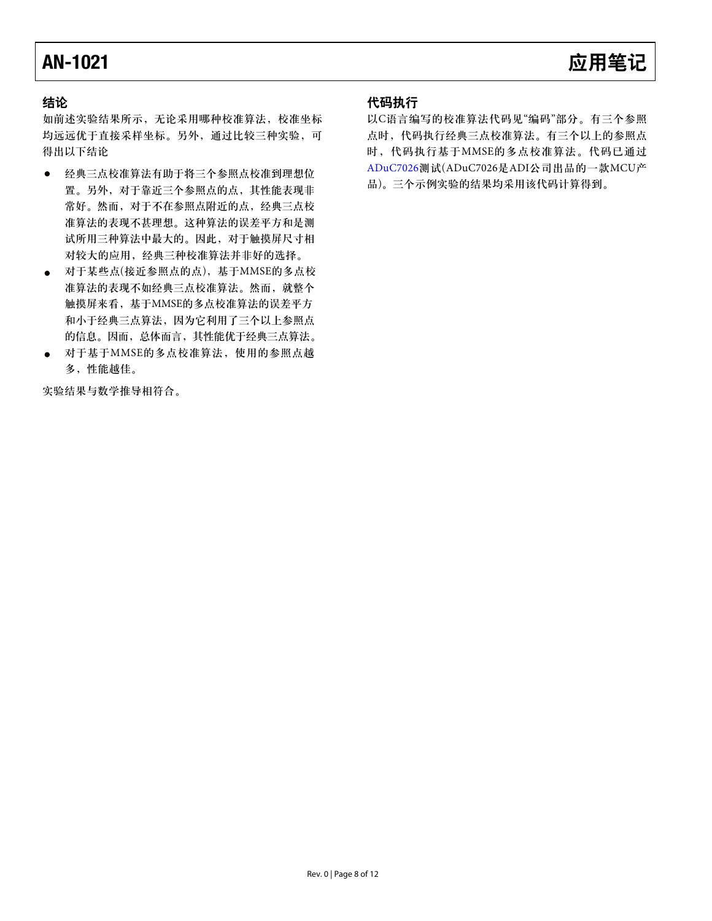## 结论

如前述实验结果所示，无论采用哪种校准算法，校准坐标均远远优于直接采样坐标。另外，通过比较三种实验，可得出以下结论

- 经典三点校准算法有助于将三个参照点校准到理想位置。另外，对于靠近三个参照点的点，其性能表现非常好。然而，对于不在参照点附近的点，经典三点校准算法的表现不甚理想。这种算法的误差平方和是测试所用三种算法中最大的。因此，对于触摸屏尺寸相对较大的应用，经典三种校准算法并非好的选择。
- 对于某些点(接近参照点的点)，基于MMSE的多点校准算法的表现不如经典三点校准算法。然而，就整个触摸屏来看，基于MMSE的多点校准算法的误差平方和小于经典三点算法，因为它利用了三个以上参照点的信息。因而，总体而言，其性能优于经典三点算法。
- 对于基于MMSE的多点校准算法，使用的参照点越多，性能越佳。

实验结果与数学推导相符合。

## 代码执行

以C语言编写的校准算法代码见“编码”部分。有三个参照点时，代码执行经典三点校准算法。有三个以上的参照点时，代码执行基于MMSE的多点校准算法。代码已通过ADuC7026测试(ADuC7026是ADI公司出品的一款MCU产品)。三个示例实验的结果均采用该代码计算得到。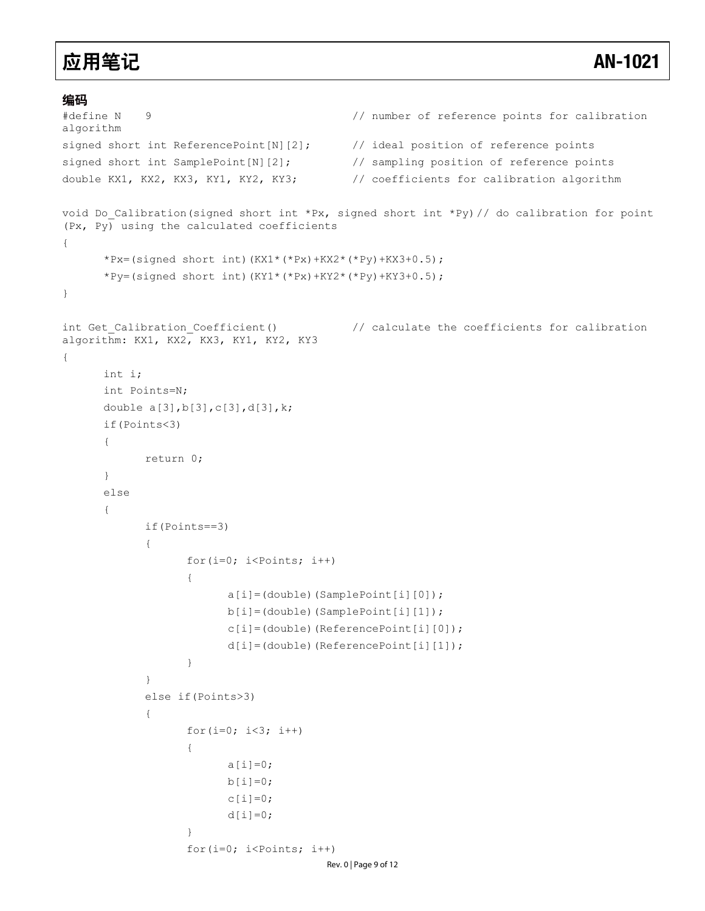## 编码

```
#define N    9                             // number of reference points for calibration algorithm
signed short int ReferencePoint[N][2];     // ideal position of reference points
signed short int SamplePoint[N][2];        // sampling position of reference points
double KX1, KX2, KX3, KY1, KY2, KY3;       // coefficients for calibration algorithm

void Do_Calibration(signed short int *Px, signed short int *Py)// do calibration for point (Px, Py) using the calculated coefficients
{
      *Px=(signed short int)(KX1*(*Px)+KX2*(*Py)+KX3+0.5);
      *Py=(signed short int)(KY1*(*Px)+KY2*(*Py)+KY3+0.5);
}

int Get_Calibration_Coefficient()          // calculate the coefficients for calibration algorithm: KX1, KX2, KX3, KY1, KY2, KY3
{
      int i;
      int Points=N;
      double a[3],b[3],c[3],d[3],k;
      if(Points<3)
      {
            return 0;
      }
      else
      {
            if(Points==3)
            {
                  for(i=0; i<Points; i++)
                  {
                        a[i]=(double)(SamplePoint[i][0]);
                        b[i]=(double)(SamplePoint[i][1]);
                        c[i]=(double)(ReferencePoint[i][0]);
                        d[i]=(double)(ReferencePoint[i][1]);
                  }
            }
            else if(Points>3)
            {
                  for(i=0; i<3; i++)
                  {
                        a[i]=0;
                        b[i]=0;
                        c[i]=0;
                        d[i]=0;
                  }
                  for(i=0; i<Points; i++)
```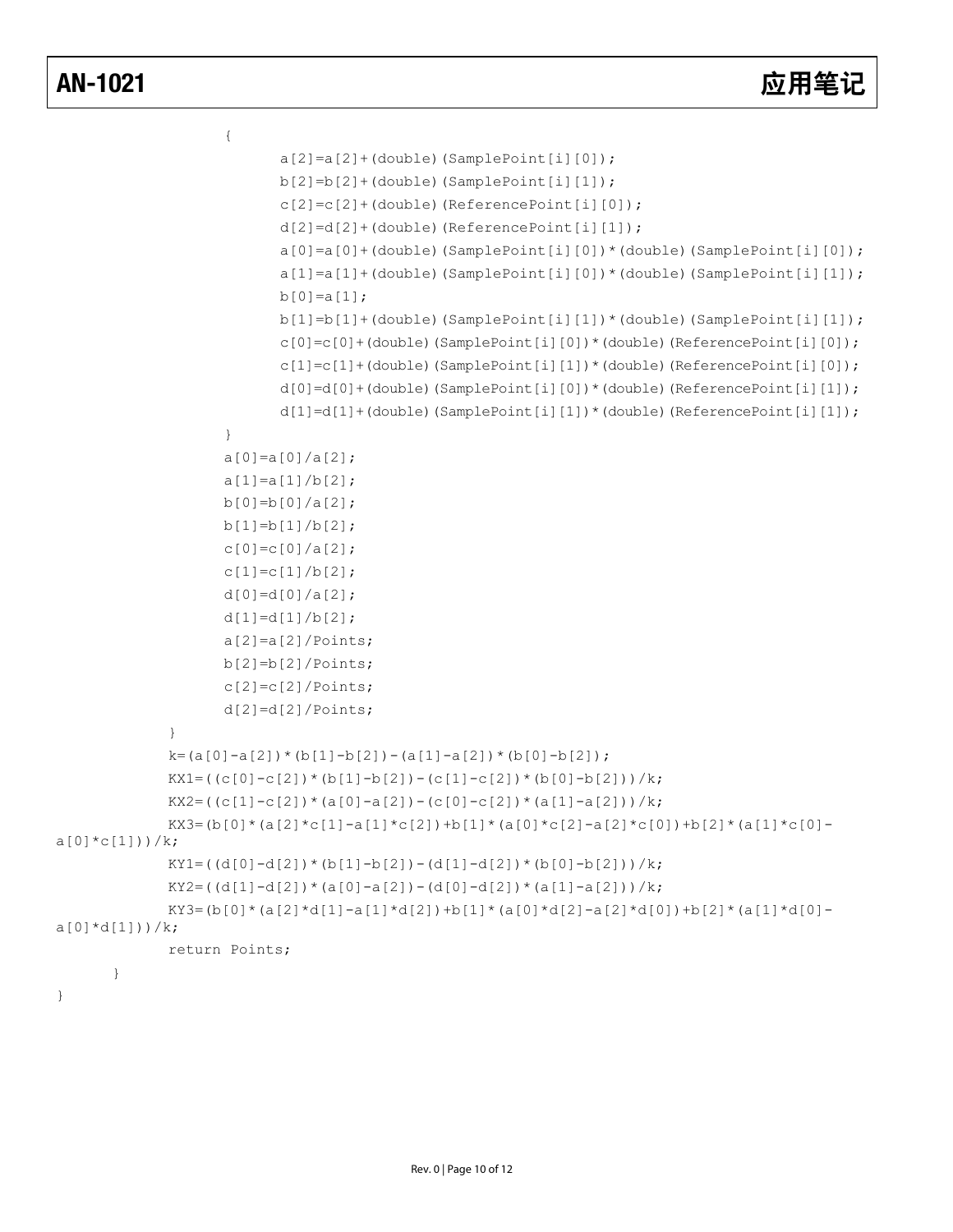```
                {
                    a[2]=a[2]+(double)(SamplePoint[i][0]);
                    b[2]=b[2]+(double)(SamplePoint[i][1]);
                    c[2]=c[2]+(double)(ReferencePoint[i][0]);
                    d[2]=d[2]+(double)(ReferencePoint[i][1]);
                    a[0]=a[0]+(double)(SamplePoint[i][0])*(double)(SamplePoint[i][0]);
                    a[1]=a[1]+(double)(SamplePoint[i][0])*(double)(SamplePoint[i][1]);
                    b[0]=a[1];
                    b[1]=b[1]+(double)(SamplePoint[i][1])*(double)(SamplePoint[i][1]);
                    c[0]=c[0]+(double)(SamplePoint[i][0])*(double)(ReferencePoint[i][0]);
                    c[1]=c[1]+(double)(SamplePoint[i][1])*(double)(ReferencePoint[i][0]);
                    d[0]=d[0]+(double)(SamplePoint[i][0])*(double)(ReferencePoint[i][1]);
                    d[1]=d[1]+(double)(SamplePoint[i][1])*(double)(ReferencePoint[i][1]);
                }
                a[0]=a[0]/a[2];
                a[1]=a[1]/b[2];
                b[0]=b[0]/a[2];
                b[1]=b[1]/b[2];
                c[0]=c[0]/a[2];
                c[1]=c[1]/b[2];
                d[0]=d[0]/a[2];
                d[1]=d[1]/b[2];
                a[2]=a[2]/Points;
                b[2]=b[2]/Points;
                c[2]=c[2]/Points;
                d[2]=d[2]/Points;
            }
            k=(a[0]-a[2])*(b[1]-b[2])-(a[1]-a[2])*(b[0]-b[2]);
            KX1=((c[0]-c[2])*(b[1]-b[2])-(c[1]-c[2])*(b[0]-b[2]))/k;
            KX2=((c[1]-c[2])*(a[0]-a[2])-(c[0]-c[2])*(a[1]-a[2]))/k;
            KX3=(b[0]*(a[2]*c[1]-a[1]*c[2])+b[1]*(a[0]*c[2]-a[2]*c[0])+b[2]*(a[1]*c[0]-
a[0]*c[1]))/k;
            KY1=((d[0]-d[2])*(b[1]-b[2])-(d[1]-d[2])*(b[0]-b[2]))/k;
            KY2=((d[1]-d[2])*(a[0]-a[2])-(d[0]-d[2])*(a[1]-a[2]))/k;
            KY3=(b[0]*(a[2]*d[1]-a[1]*d[2])+b[1]*(a[0]*d[2]-a[2]*d[0])+b[2]*(a[1]*d[0]-
a[0]*d[1]))/k;
            return Points;
        }
}
```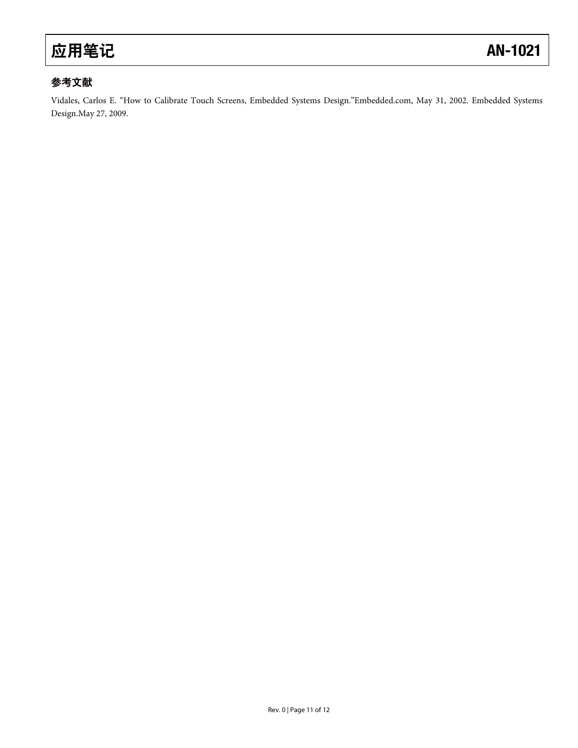## 参考文献

Vidales, Carlos E. “How to Calibrate Touch Screens, Embedded Systems Design.”Embedded.com, May 31, 2002. Embedded Systems Design.May 27, 2009.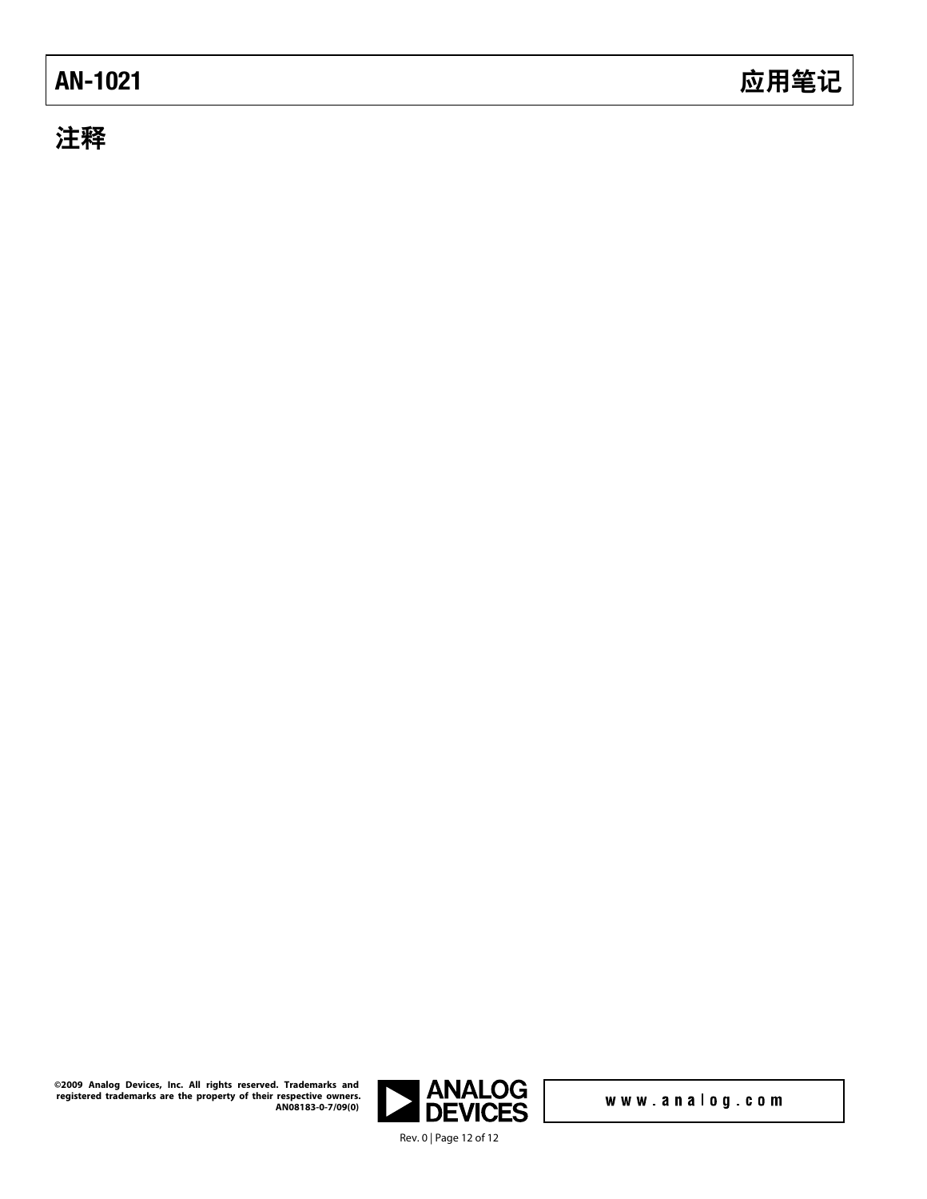## 注释

©2009 Analog Devices, Inc. All rights reserved. Trademarks and registered trademarks are the property of their respective owners.
AN08183-0-7/09(0)